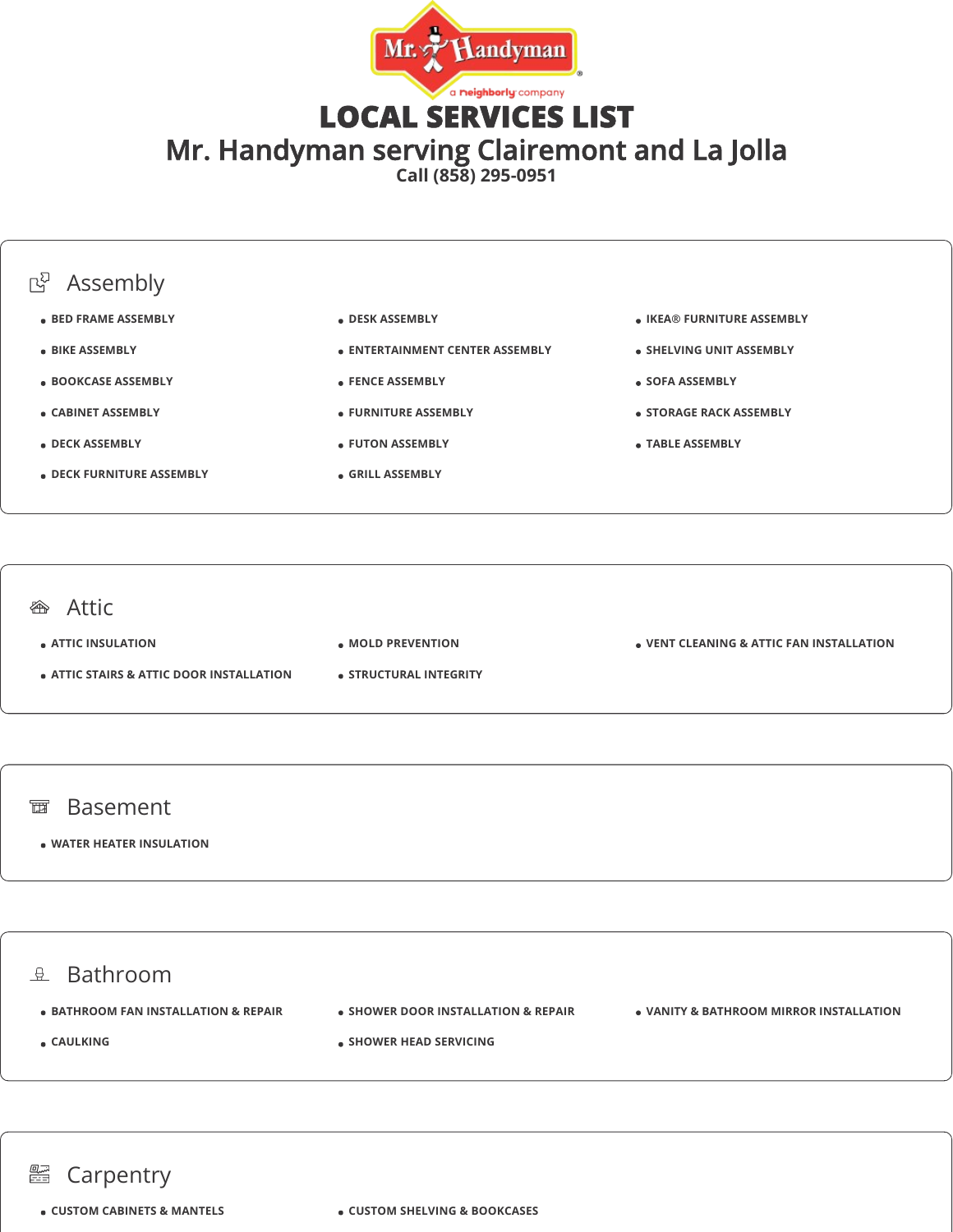# LOCAL SERVICES LIST

## Mr. Handyman serving Clairemont and La Jolla

Call (858) 295-0951

## Assembly

- BED FRAME ASSEMBLY
- BIKE ASSEMBLY
- BOOKCASE ASSEMBLY
- CABINET ASSEMBLY
- DECK ASSEMBLY
- DECK FURNITURE ASSEMBLY
- DESK ASSEMBLY
- ENTERTAINMENT CENTER ASSEMBLY
- FENCE ASSEMBLY
- FURNITURE ASSEMBLY
- FUTON ASSEMBLY
- GRILL ASSEMBLY
- IKEA® FURNITURE ASSEMBLY
- SHELVING UNIT ASSEMBLY
- SOFA ASSEMBLY
- STORAGE RACK ASSEMBLY
- TABLE ASSEMBLY

## Attic

- ATTIC INSULATION
- ATTIC STAIRS & ATTIC DOOR INSTALLATION
- MOLD PREVENTION
- STRUCTURAL INTEGRITY
- VENT CLEANING & ATTIC FAN INSTALLATION

## Basement

- WATER HEATER INSULATION

## Bathroom

- BATHROOM FAN INSTALLATION & REPAIR
- CAULKING
- SHOWER DOOR INSTALLATION & REPAIR
- SHOWER HEAD SERVICING
- VANITY & BATHROOM MIRROR INSTALLATION

## Carpentry

- CUSTOM CABINETS & MANTELS
- CUSTOM SHELVING & BOOKCASES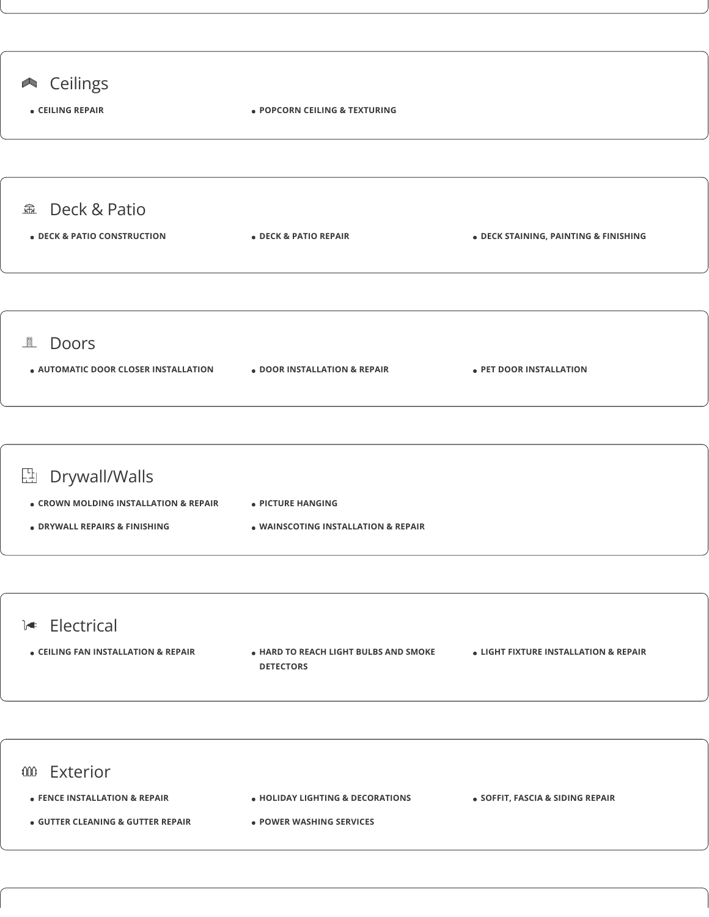## Ceilings

- CEILING REPAIR
- POPCORN CEILING & TEXTURING

## Deck & Patio

- DECK & PATIO CONSTRUCTION
- DECK & PATIO REPAIR
- DECK STAINING, PAINTING & FINISHING

## Doors

- AUTOMATIC DOOR CLOSER INSTALLATION
- DOOR INSTALLATION & REPAIR
- PET DOOR INSTALLATION

## Drywall/Walls

- CROWN MOLDING INSTALLATION & REPAIR
- DRYWALL REPAIRS & FINISHING
- PICTURE HANGING
- WAINSCOTING INSTALLATION & REPAIR

## Electrical

- CEILING FAN INSTALLATION & REPAIR
- HARD TO REACH LIGHT BULBS AND SMOKE DETECTORS
- LIGHT FIXTURE INSTALLATION & REPAIR

## Exterior

- FENCE INSTALLATION & REPAIR
- GUTTER CLEANING & GUTTER REPAIR
- HOLIDAY LIGHTING & DECORATIONS
- POWER WASHING SERVICES
- SOFFIT, FASCIA & SIDING REPAIR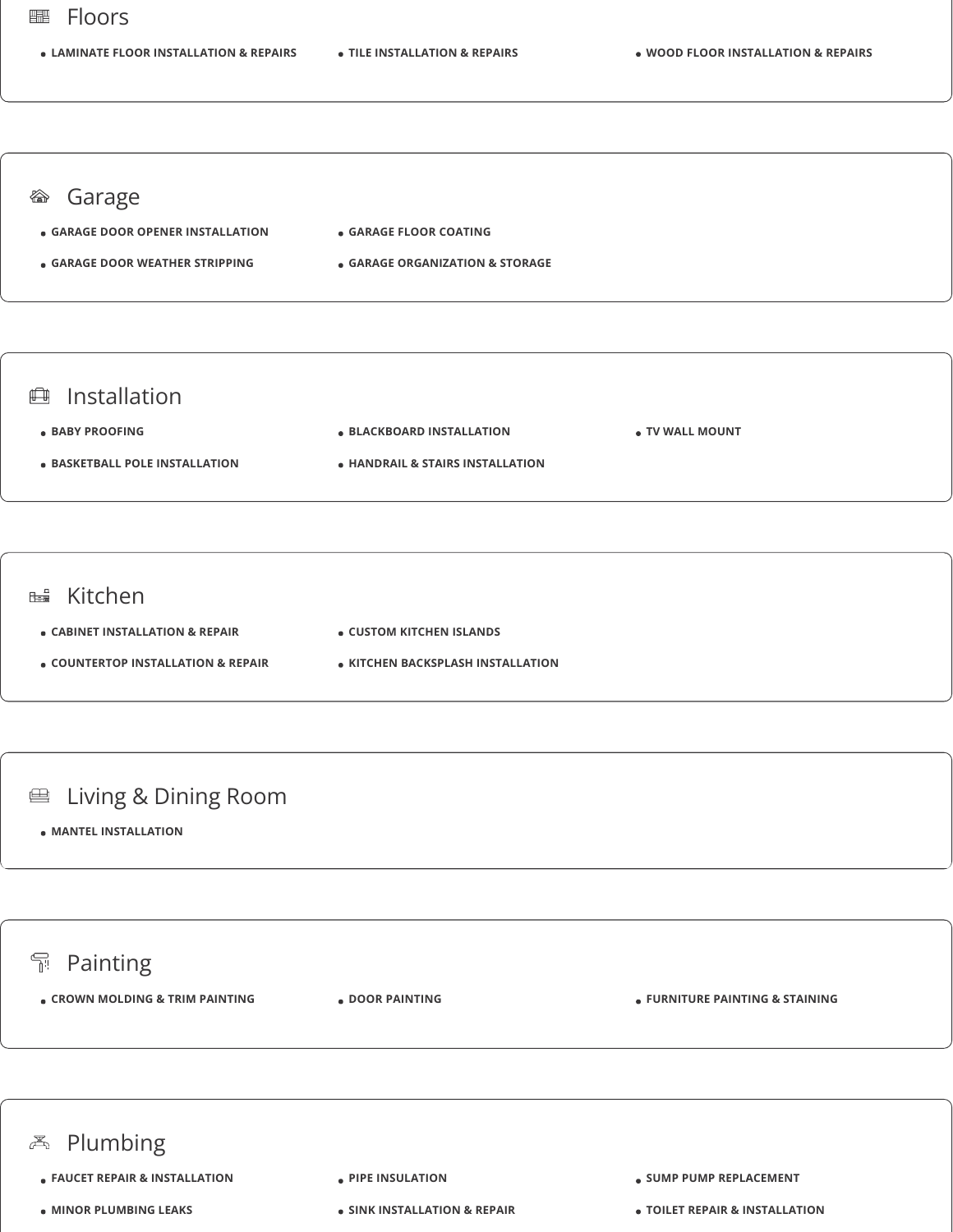## Floors

- LAMINATE FLOOR INSTALLATION & REPAIRS
- TILE INSTALLATION & REPAIRS
- WOOD FLOOR INSTALLATION & REPAIRS

## Garage

- GARAGE DOOR OPENER INSTALLATION
- GARAGE DOOR WEATHER STRIPPING
- GARAGE FLOOR COATING
- GARAGE ORGANIZATION & STORAGE

## Installation

- BABY PROOFING
- BASKETBALL POLE INSTALLATION
- BLACKBOARD INSTALLATION
- HANDRAIL & STAIRS INSTALLATION
- TV WALL MOUNT

## Kitchen

- CABINET INSTALLATION & REPAIR
- COUNTERTOP INSTALLATION & REPAIR
- CUSTOM KITCHEN ISLANDS
- KITCHEN BACKSPLASH INSTALLATION

## Living & Dining Room

- MANTEL INSTALLATION

## Painting

- CROWN MOLDING & TRIM PAINTING
- DOOR PAINTING
- FURNITURE PAINTING & STAINING

## Plumbing

- FAUCET REPAIR & INSTALLATION
- MINOR PLUMBING LEAKS
- PIPE INSULATION
- SINK INSTALLATION & REPAIR
- SUMP PUMP REPLACEMENT
- TOILET REPAIR & INSTALLATION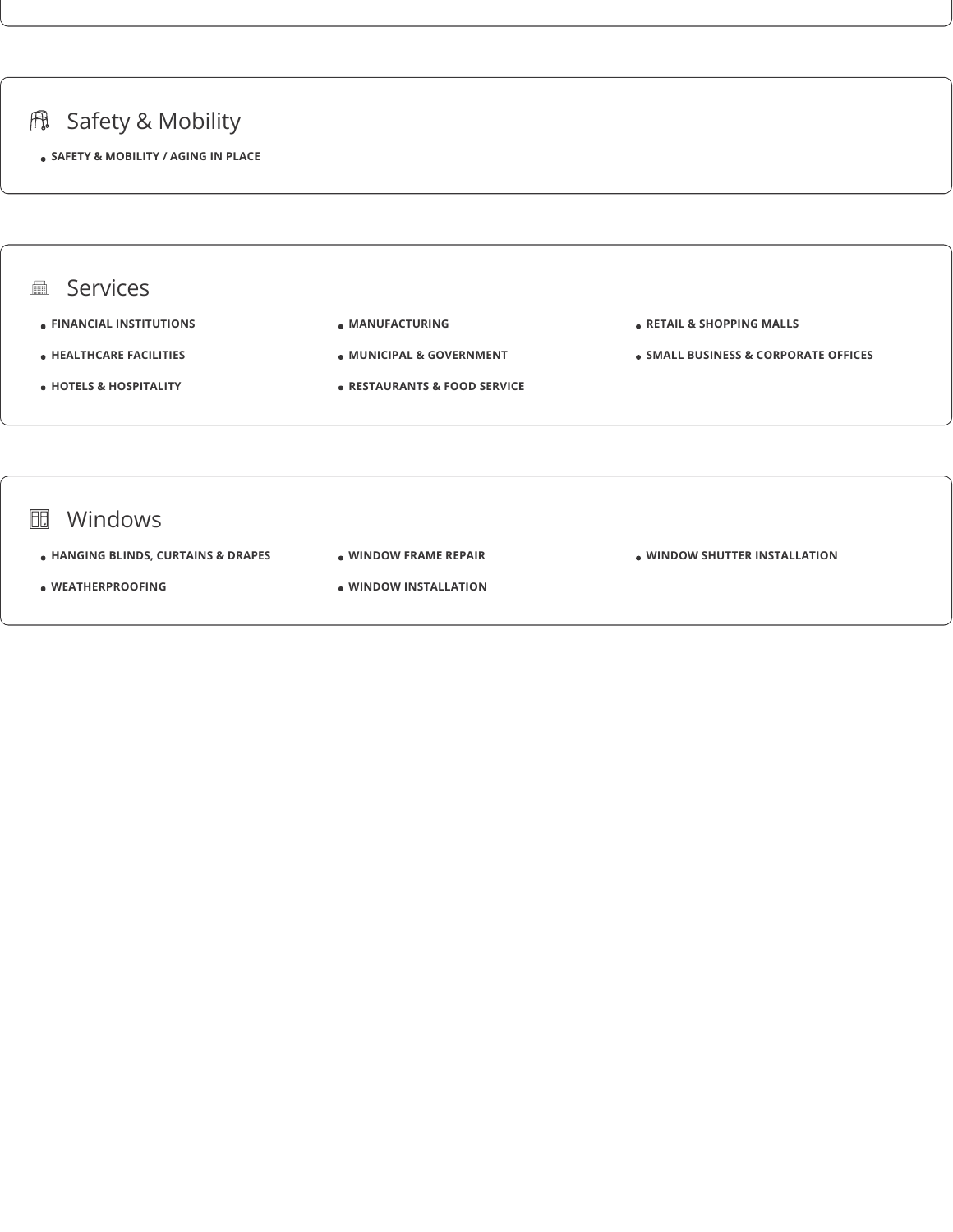## Safety & Mobility

- SAFETY & MOBILITY / AGING IN PLACE

## Services

- FINANCIAL INSTITUTIONS
- HEALTHCARE FACILITIES
- HOTELS & HOSPITALITY
- MANUFACTURING
- MUNICIPAL & GOVERNMENT
- RESTAURANTS & FOOD SERVICE
- RETAIL & SHOPPING MALLS
- SMALL BUSINESS & CORPORATE OFFICES

## Windows

- HANGING BLINDS, CURTAINS & DRAPES
- WEATHERPROOFING
- WINDOW FRAME REPAIR
- WINDOW INSTALLATION
- WINDOW SHUTTER INSTALLATION